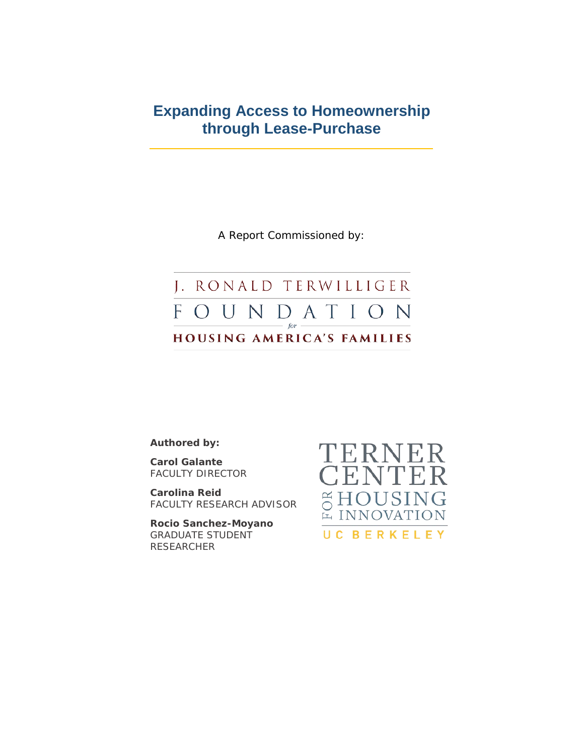# Expanding Access to Homeownership through Lease-Purchase

A Report Commissioned by:

J. RONALD TERWILLIGER FOUNDATION *for* HOUSING AMERICA'S FAMILIES

**Authored by:**

**Carol Galante**
FACULTY DIRECTOR

**Carolina Reid**
FACULTY RESEARCH ADVISOR

**Rocio Sanchez-Moyano**
GRADUATE STUDENT RESEARCHER

TERNER CENTER FOR HOUSING INNOVATION
UC BERKELEY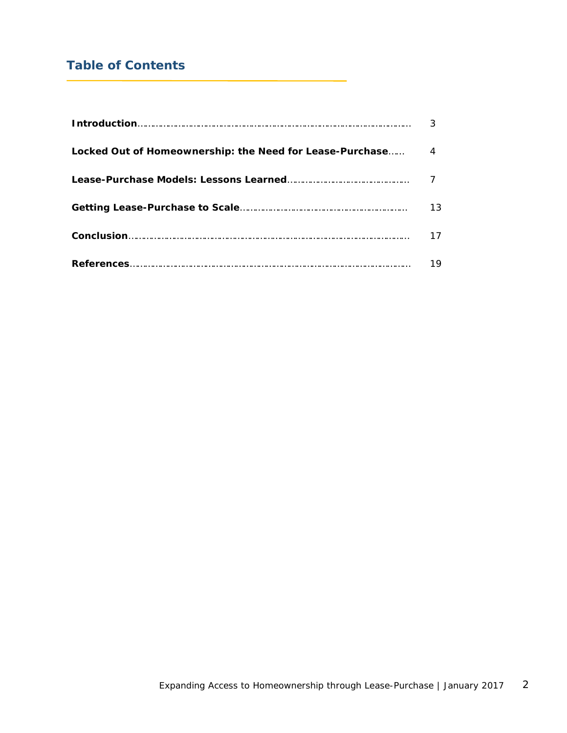## Table of Contents

| | |
|---|---|
| **Introduction** | 3 |
| **Locked Out of Homeownership: the Need for Lease-Purchase** | 4 |
| **Lease-Purchase Models: Lessons Learned** | 7 |
| **Getting Lease-Purchase to Scale** | 13 |
| **Conclusion** | 17 |
| **References** | 19 |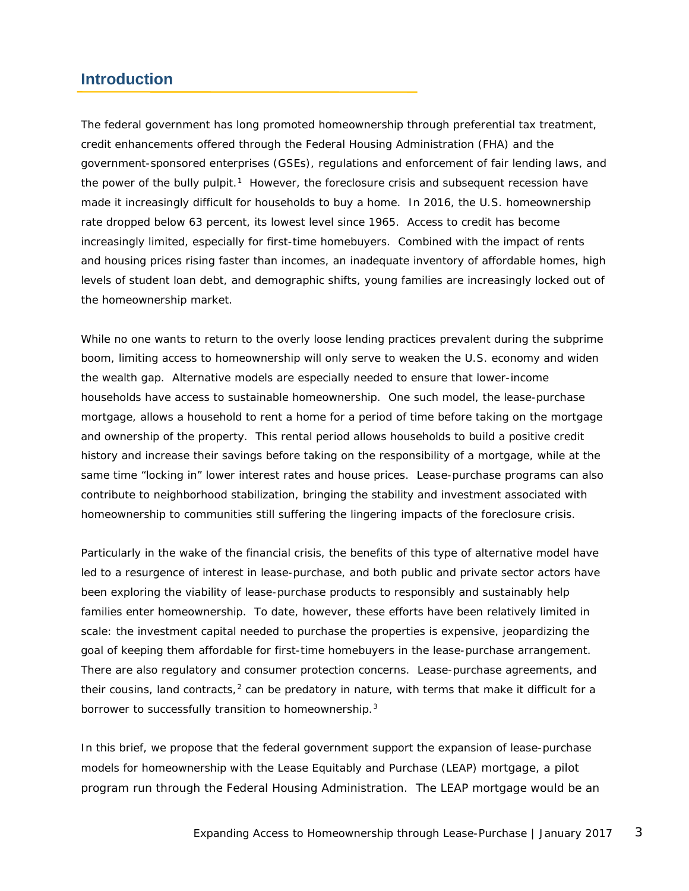## Introduction

The federal government has long promoted homeownership through preferential tax treatment, credit enhancements offered through the Federal Housing Administration (FHA) and the government-sponsored enterprises (GSEs), regulations and enforcement of fair lending laws, and the power of the bully pulpit.[1] However, the foreclosure crisis and subsequent recession have made it increasingly difficult for households to buy a home. In 2016, the U.S. homeownership rate dropped below 63 percent, its lowest level since 1965. Access to credit has become increasingly limited, especially for first-time homebuyers. Combined with the impact of rents and housing prices rising faster than incomes, an inadequate inventory of affordable homes, high levels of student loan debt, and demographic shifts, young families are increasingly locked out of the homeownership market.

While no one wants to return to the overly loose lending practices prevalent during the subprime boom, limiting access to homeownership will only serve to weaken the U.S. economy and widen the wealth gap. Alternative models are especially needed to ensure that lower-income households have access to sustainable homeownership. One such model, the lease-purchase mortgage, allows a household to rent a home for a period of time before taking on the mortgage and ownership of the property. This rental period allows households to build a positive credit history and increase their savings before taking on the responsibility of a mortgage, while at the same time "locking in" lower interest rates and house prices. Lease-purchase programs can also contribute to neighborhood stabilization, bringing the stability and investment associated with homeownership to communities still suffering the lingering impacts of the foreclosure crisis.

Particularly in the wake of the financial crisis, the benefits of this type of alternative model have led to a resurgence of interest in lease-purchase, and both public and private sector actors have been exploring the viability of lease-purchase products to responsibly and sustainably help families enter homeownership. To date, however, these efforts have been relatively limited in scale: the investment capital needed to purchase the properties is expensive, jeopardizing the goal of keeping them affordable for first-time homebuyers in the lease-purchase arrangement. There are also regulatory and consumer protection concerns. Lease-purchase agreements, and their cousins, land contracts,[2] can be predatory in nature, with terms that make it difficult for a borrower to successfully transition to homeownership.[3]

In this brief, we propose that the federal government support the expansion of lease-purchase models for homeownership with the Lease Equitably and Purchase (LEAP) mortgage, a pilot program run through the Federal Housing Administration. The LEAP mortgage would be an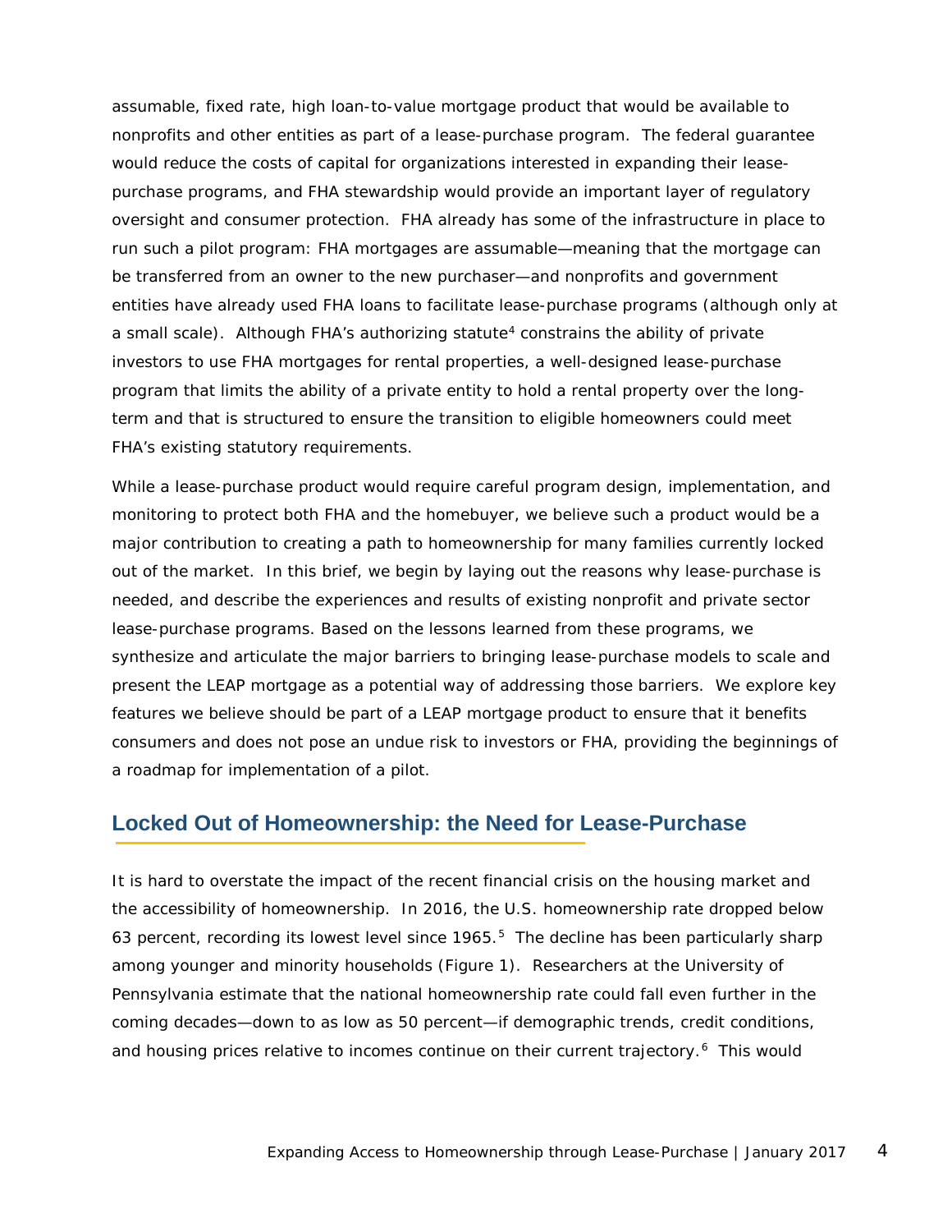assumable, fixed rate, high loan-to-value mortgage product that would be available to nonprofits and other entities as part of a lease-purchase program. The federal guarantee would reduce the costs of capital for organizations interested in expanding their lease-purchase programs, and FHA stewardship would provide an important layer of regulatory oversight and consumer protection. FHA already has some of the infrastructure in place to run such a pilot program: FHA mortgages are assumable—meaning that the mortgage can be transferred from an owner to the new purchaser—and nonprofits and government entities have already used FHA loans to facilitate lease-purchase programs (although only at a small scale). Although FHA's authorizing statute[4] constrains the ability of private investors to use FHA mortgages for rental properties, a well-designed lease-purchase program that limits the ability of a private entity to hold a rental property over the long-term and that is structured to ensure the transition to eligible homeowners could meet FHA's existing statutory requirements.

While a lease-purchase product would require careful program design, implementation, and monitoring to protect both FHA and the homebuyer, we believe such a product would be a major contribution to creating a path to homeownership for many families currently locked out of the market. In this brief, we begin by laying out the reasons why lease-purchase is needed, and describe the experiences and results of existing nonprofit and private sector lease-purchase programs. Based on the lessons learned from these programs, we synthesize and articulate the major barriers to bringing lease-purchase models to scale and present the LEAP mortgage as a potential way of addressing those barriers. We explore key features we believe should be part of a LEAP mortgage product to ensure that it benefits consumers and does not pose an undue risk to investors or FHA, providing the beginnings of a roadmap for implementation of a pilot.

## Locked Out of Homeownership: the Need for Lease-Purchase

It is hard to overstate the impact of the recent financial crisis on the housing market and the accessibility of homeownership. In 2016, the U.S. homeownership rate dropped below 63 percent, recording its lowest level since 1965.[5] The decline has been particularly sharp among younger and minority households (Figure 1). Researchers at the University of Pennsylvania estimate that the national homeownership rate could fall even further in the coming decades—down to as low as 50 percent—if demographic trends, credit conditions, and housing prices relative to incomes continue on their current trajectory.[6] This would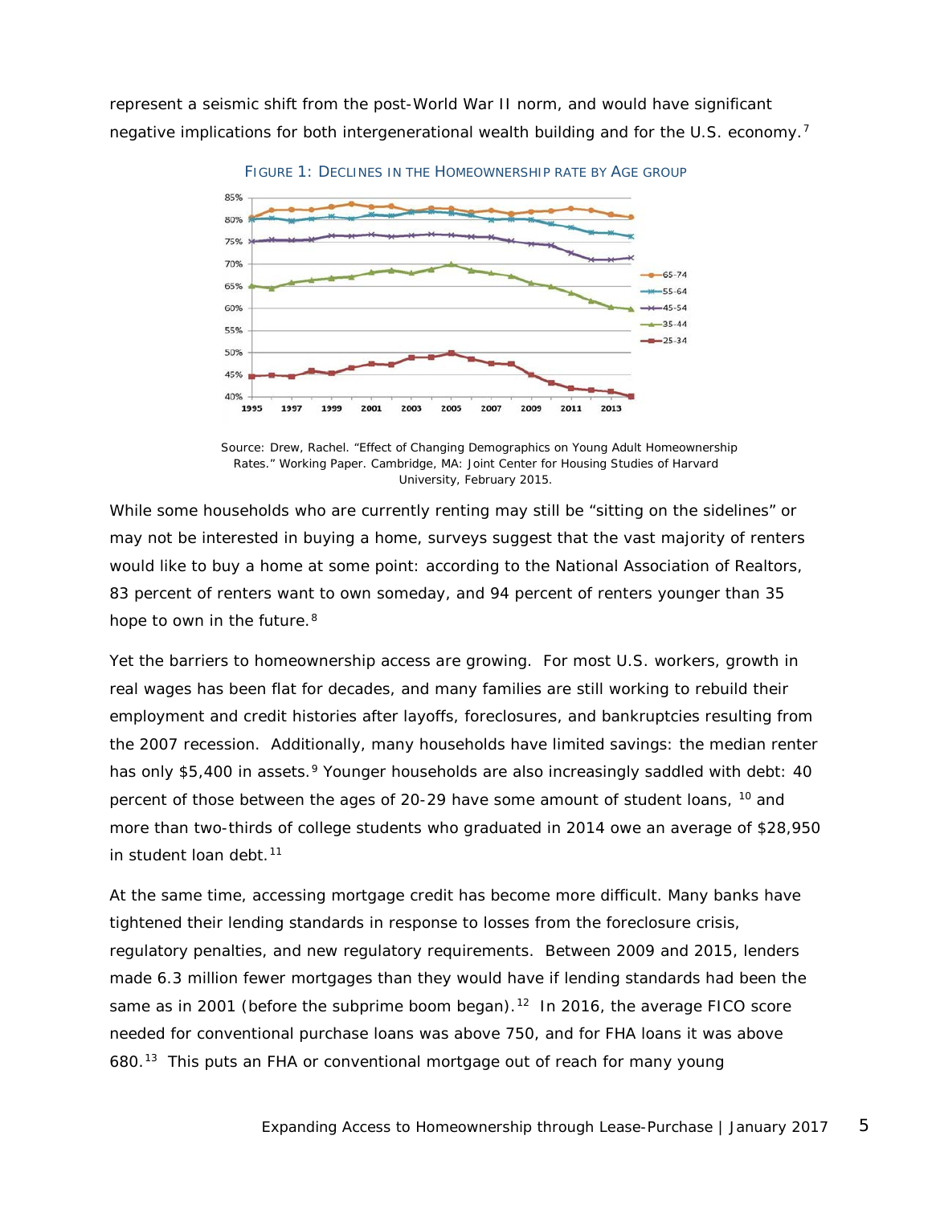represent a seismic shift from the post-World War II norm, and would have significant negative implications for both intergenerational wealth building and for the U.S. economy.[7]

FIGURE 1: DECLINES IN THE HOMEOWNERSHIP RATE BY AGE GROUP

Source: Drew, Rachel. "Effect of Changing Demographics on Young Adult Homeownership Rates." Working Paper. Cambridge, MA: Joint Center for Housing Studies of Harvard University, February 2015.

While some households who are currently renting may still be "sitting on the sidelines" or may not be interested in buying a home, surveys suggest that the vast majority of renters would like to buy a home at some point: according to the National Association of Realtors, 83 percent of renters want to own someday, and 94 percent of renters younger than 35 hope to own in the future.[8]

Yet the barriers to homeownership access are growing. For most U.S. workers, growth in real wages has been flat for decades, and many families are still working to rebuild their employment and credit histories after layoffs, foreclosures, and bankruptcies resulting from the 2007 recession. Additionally, many households have limited savings: the median renter has only $5,400 in assets.[9] Younger households are also increasingly saddled with debt: 40 percent of those between the ages of 20-29 have some amount of student loans, [10] and more than two-thirds of college students who graduated in 2014 owe an average of $28,950 in student loan debt.[11]

At the same time, accessing mortgage credit has become more difficult. Many banks have tightened their lending standards in response to losses from the foreclosure crisis, regulatory penalties, and new regulatory requirements. Between 2009 and 2015, lenders made 6.3 million fewer mortgages than they would have if lending standards had been the same as in 2001 (before the subprime boom began).[12] In 2016, the average FICO score needed for conventional purchase loans was above 750, and for FHA loans it was above 680.[13] This puts an FHA or conventional mortgage out of reach for many young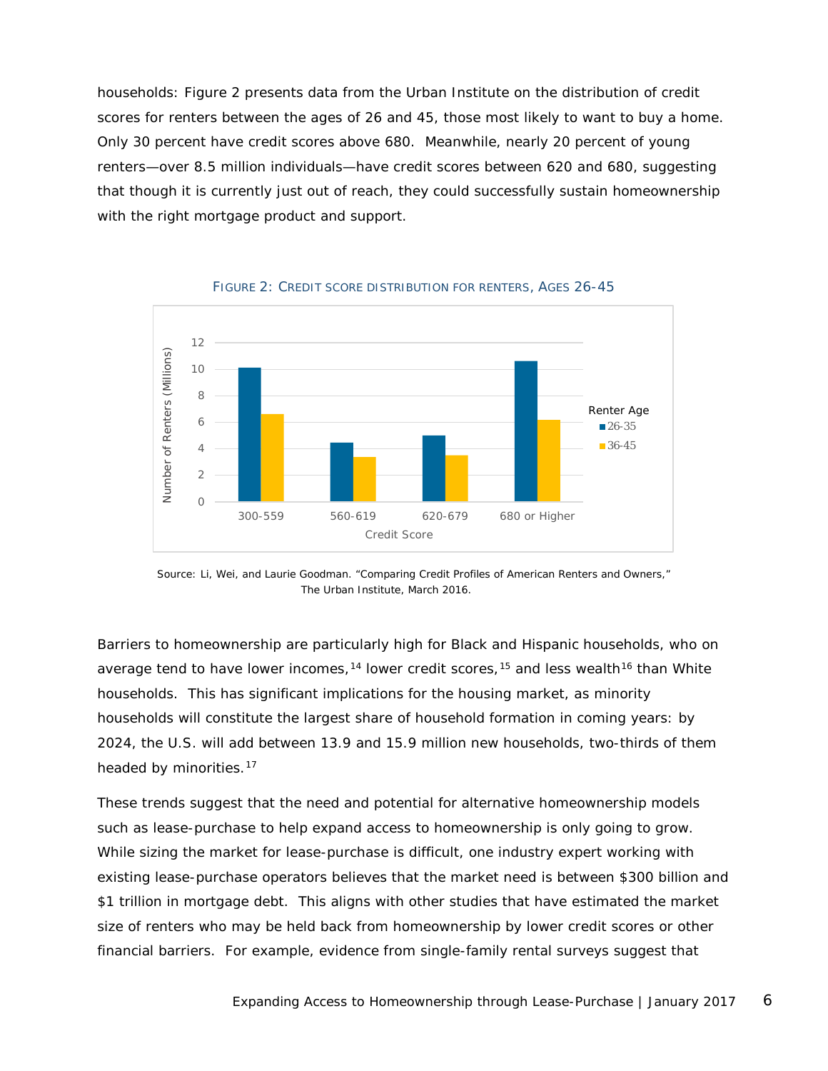households: Figure 2 presents data from the Urban Institute on the distribution of credit scores for renters between the ages of 26 and 45, those most likely to want to buy a home. Only 30 percent have credit scores above 680. Meanwhile, nearly 20 percent of young renters—over 8.5 million individuals—have credit scores between 620 and 680, suggesting that though it is currently just out of reach, they could successfully sustain homeownership with the right mortgage product and support.

FIGURE 2: CREDIT SCORE DISTRIBUTION FOR RENTERS, AGES 26-45

Source: Li, Wei, and Laurie Goodman. "Comparing Credit Profiles of American Renters and Owners," The Urban Institute, March 2016.

Barriers to homeownership are particularly high for Black and Hispanic households, who on average tend to have lower incomes,[14] lower credit scores,[15] and less wealth[16] than White households. This has significant implications for the housing market, as minority households will constitute the largest share of household formation in coming years: by 2024, the U.S. will add between 13.9 and 15.9 million new households, two-thirds of them headed by minorities.[17]

These trends suggest that the need and potential for alternative homeownership models such as lease-purchase to help expand access to homeownership is only going to grow. While sizing the market for lease-purchase is difficult, one industry expert working with existing lease-purchase operators believes that the market need is between $300 billion and $1 trillion in mortgage debt. This aligns with other studies that have estimated the market size of renters who may be held back from homeownership by lower credit scores or other financial barriers. For example, evidence from single-family rental surveys suggest that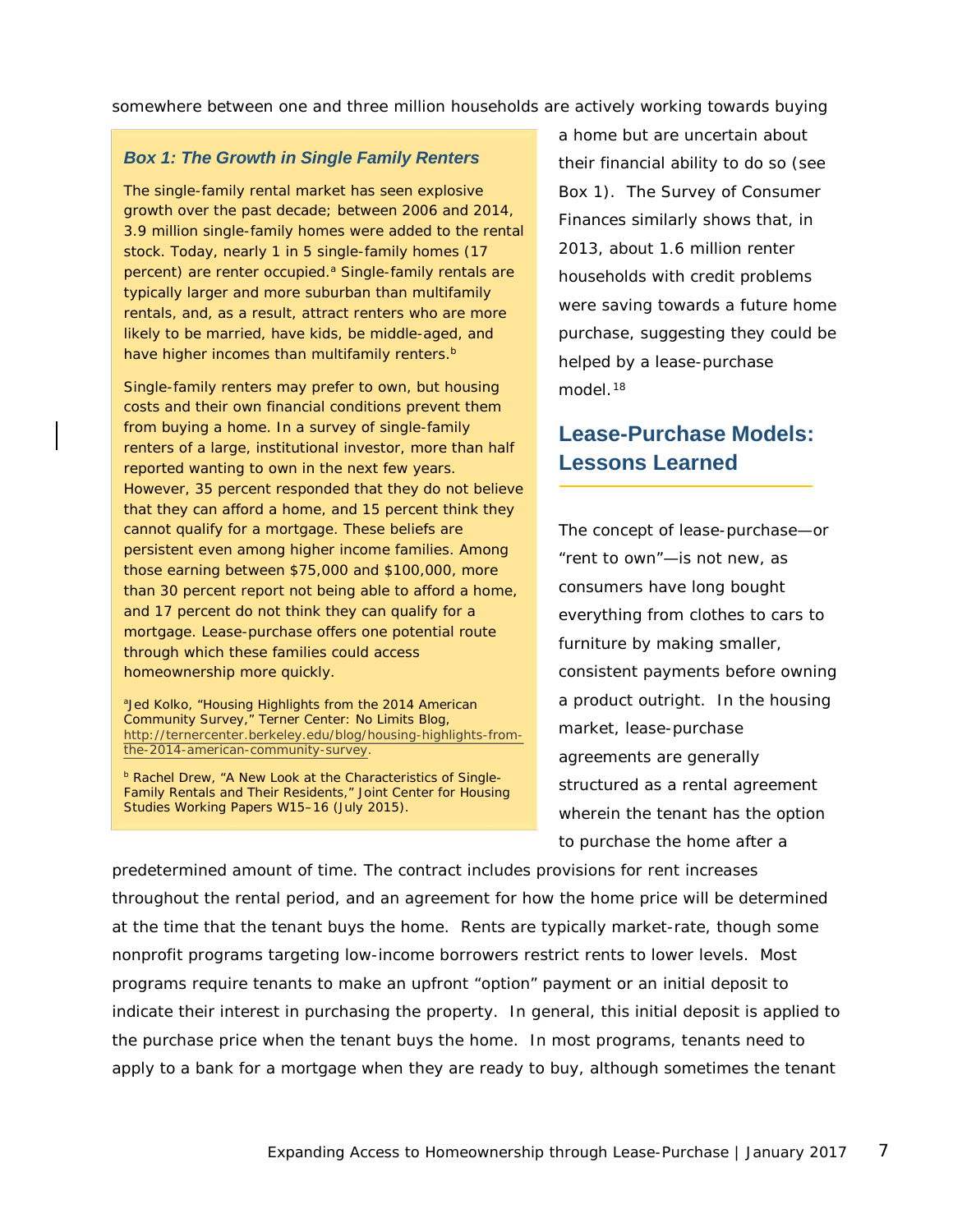somewhere between one and three million households are actively working towards buying a home but are uncertain about their financial ability to do so (see Box 1). The Survey of Consumer Finances similarly shows that, in 2013, about 1.6 million renter households with credit problems were saving towards a future home purchase, suggesting they could be helped by a lease-purchase model.[18]

> ***Box 1: The Growth in Single Family Renters***
>
> The single-family rental market has seen explosive growth over the past decade; between 2006 and 2014, 3.9 million single-family homes were added to the rental stock. Today, nearly 1 in 5 single-family homes (17 percent) are renter occupied.[a] Single-family rentals are typically larger and more suburban than multifamily rentals, and, as a result, attract renters who are more likely to be married, have kids, be middle-aged, and have higher incomes than multifamily renters.[b]
>
> Single-family renters may prefer to own, but housing costs and their own financial conditions prevent them from buying a home. In a survey of single-family renters of a large, institutional investor, more than half reported wanting to own in the next few years. However, 35 percent responded that they do not believe that they can afford a home, and 15 percent think they cannot qualify for a mortgage. These beliefs are persistent even among higher income families. Among those earning between $75,000 and $100,000, more than 30 percent report not being able to afford a home, and 17 percent do not think they can qualify for a mortgage. Lease-purchase offers one potential route through which these families could access homeownership more quickly.
>
> [a]Jed Kolko, "Housing Highlights from the 2014 American Community Survey," Terner Center: No Limits Blog, http://ternercenter.berkeley.edu/blog/housing-highlights-from-the-2014-american-community-survey.
>
> [b] Rachel Drew, "A New Look at the Characteristics of Single-Family Rentals and Their Residents," Joint Center for Housing Studies Working Papers W15–16 (July 2015).

## Lease-Purchase Models: Lessons Learned

The concept of lease-purchase—or "rent to own"—is not new, as consumers have long bought everything from clothes to cars to furniture by making smaller, consistent payments before owning a product outright. In the housing market, lease-purchase agreements are generally structured as a rental agreement wherein the tenant has the option to purchase the home after a predetermined amount of time. The contract includes provisions for rent increases throughout the rental period, and an agreement for how the home price will be determined at the time that the tenant buys the home. Rents are typically market-rate, though some nonprofit programs targeting low-income borrowers restrict rents to lower levels. Most programs require tenants to make an upfront "option" payment or an initial deposit to indicate their interest in purchasing the property. In general, this initial deposit is applied to the purchase price when the tenant buys the home. In most programs, tenants need to apply to a bank for a mortgage when they are ready to buy, although sometimes the tenant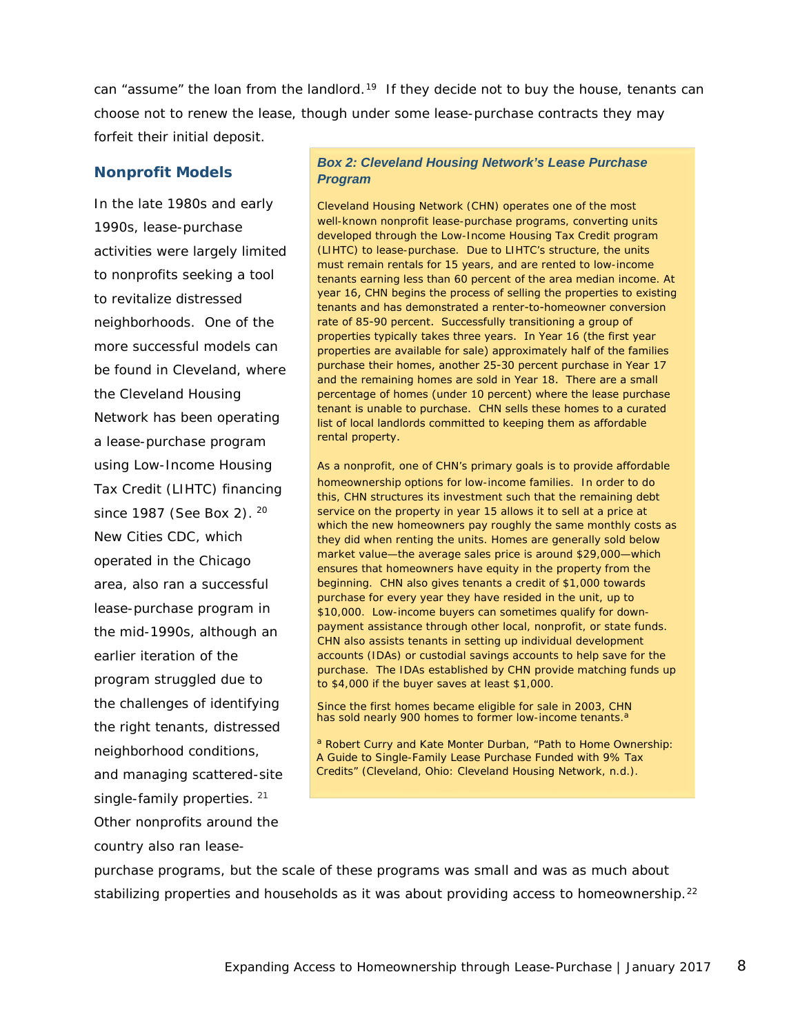can "assume" the loan from the landlord.[19] If they decide not to buy the house, tenants can choose not to renew the lease, though under some lease-purchase contracts they may forfeit their initial deposit.

### Nonprofit Models

In the late 1980s and early 1990s, lease-purchase activities were largely limited to nonprofits seeking a tool to revitalize distressed neighborhoods. One of the more successful models can be found in Cleveland, where the Cleveland Housing Network has been operating a lease-purchase program using Low-Income Housing Tax Credit (LIHTC) financing since 1987 (See Box 2).[20] New Cities CDC, which operated in the Chicago area, also ran a successful lease-purchase program in the mid-1990s, although an earlier iteration of the program struggled due to the challenges of identifying the right tenants, distressed neighborhood conditions, and managing scattered-site single-family properties.[21] Other nonprofits around the country also ran lease-purchase programs, but the scale of these programs was small and was as much about stabilizing properties and households as it was about providing access to homeownership.[22]

> ***Box 2: Cleveland Housing Network's Lease Purchase Program***
>
> Cleveland Housing Network (CHN) operates one of the most well-known nonprofit lease-purchase programs, converting units developed through the Low-Income Housing Tax Credit program (LIHTC) to lease-purchase. Due to LIHTC's structure, the units must remain rentals for 15 years, and are rented to low-income tenants earning less than 60 percent of the area median income. At year 16, CHN begins the process of selling the properties to existing tenants and has demonstrated a renter-to-homeowner conversion rate of 85-90 percent. Successfully transitioning a group of properties typically takes three years. In Year 16 (the first year properties are available for sale) approximately half of the families purchase their homes, another 25-30 percent purchase in Year 17 and the remaining homes are sold in Year 18. There are a small percentage of homes (under 10 percent) where the lease purchase tenant is unable to purchase. CHN sells these homes to a curated list of local landlords committed to keeping them as affordable rental property.
>
> As a nonprofit, one of CHN's primary goals is to provide affordable homeownership options for low-income families. In order to do this, CHN structures its investment such that the remaining debt service on the property in year 15 allows it to sell at a price at which the new homeowners pay roughly the same monthly costs as they did when renting the units. Homes are generally sold below market value—the average sales price is around $29,000—which ensures that homeowners have equity in the property from the beginning. CHN also gives tenants a credit of $1,000 towards purchase for every year they have resided in the unit, up to $10,000. Low-income buyers can sometimes qualify for down-payment assistance through other local, nonprofit, or state funds. CHN also assists tenants in setting up individual development accounts (IDAs) or custodial savings accounts to help save for the purchase. The IDAs established by CHN provide matching funds up to $4,000 if the buyer saves at least $1,000.
>
> Since the first homes became eligible for sale in 2003, CHN has sold nearly 900 homes to former low-income tenants.[a]
>
> [a] Robert Curry and Kate Monter Durban, "Path to Home Ownership: A Guide to Single-Family Lease Purchase Funded with 9% Tax Credits" (Cleveland, Ohio: Cleveland Housing Network, n.d.).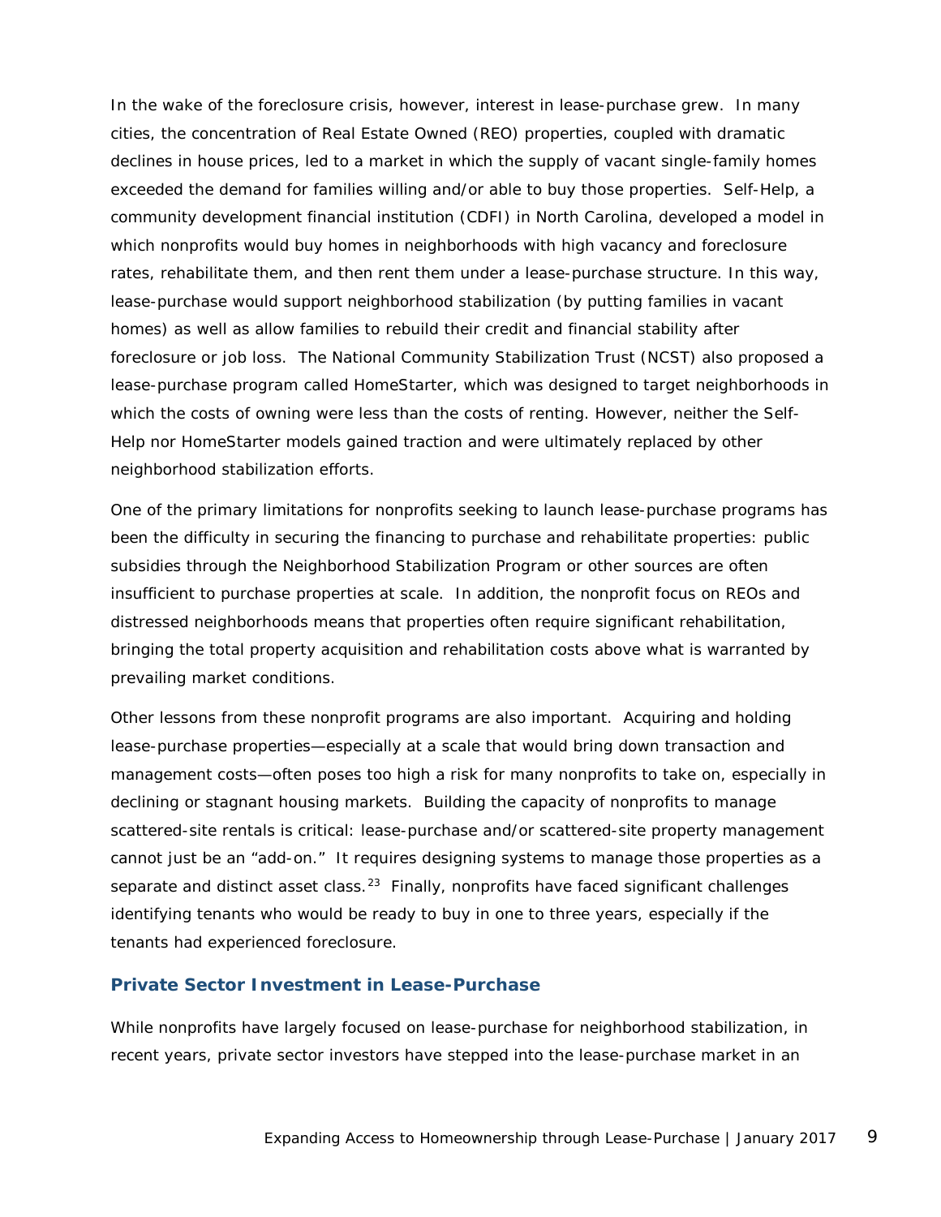In the wake of the foreclosure crisis, however, interest in lease-purchase grew. In many cities, the concentration of Real Estate Owned (REO) properties, coupled with dramatic declines in house prices, led to a market in which the supply of vacant single-family homes exceeded the demand for families willing and/or able to buy those properties. Self-Help, a community development financial institution (CDFI) in North Carolina, developed a model in which nonprofits would buy homes in neighborhoods with high vacancy and foreclosure rates, rehabilitate them, and then rent them under a lease-purchase structure. In this way, lease-purchase would support neighborhood stabilization (by putting families in vacant homes) as well as allow families to rebuild their credit and financial stability after foreclosure or job loss. The National Community Stabilization Trust (NCST) also proposed a lease-purchase program called HomeStarter, which was designed to target neighborhoods in which the costs of owning were less than the costs of renting. However, neither the Self-Help nor HomeStarter models gained traction and were ultimately replaced by other neighborhood stabilization efforts.

One of the primary limitations for nonprofits seeking to launch lease-purchase programs has been the difficulty in securing the financing to purchase and rehabilitate properties: public subsidies through the Neighborhood Stabilization Program or other sources are often insufficient to purchase properties at scale. In addition, the nonprofit focus on REOs and distressed neighborhoods means that properties often require significant rehabilitation, bringing the total property acquisition and rehabilitation costs above what is warranted by prevailing market conditions.

Other lessons from these nonprofit programs are also important. Acquiring and holding lease-purchase properties—especially at a scale that would bring down transaction and management costs—often poses too high a risk for many nonprofits to take on, especially in declining or stagnant housing markets. Building the capacity of nonprofits to manage scattered-site rentals is critical: lease-purchase and/or scattered-site property management cannot just be an "add-on." It requires designing systems to manage those properties as a separate and distinct asset class.[23] Finally, nonprofits have faced significant challenges identifying tenants who would be ready to buy in one to three years, especially if the tenants had experienced foreclosure.

### Private Sector Investment in Lease-Purchase

While nonprofits have largely focused on lease-purchase for neighborhood stabilization, in recent years, private sector investors have stepped into the lease-purchase market in an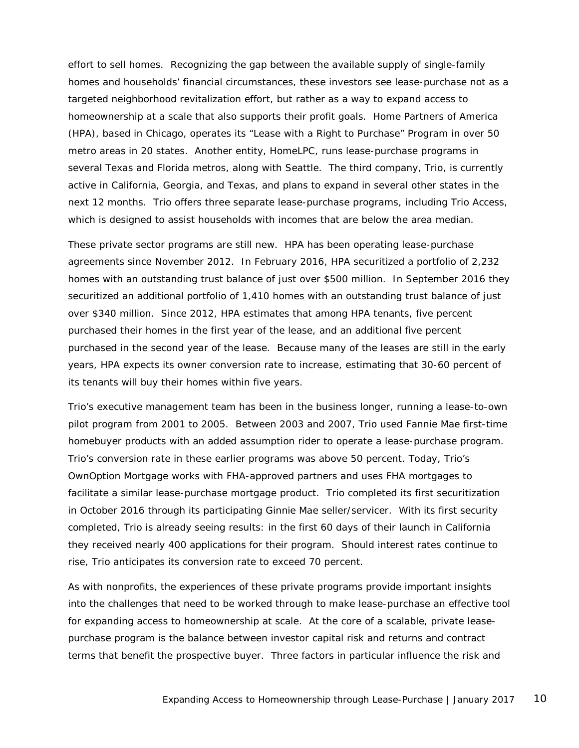effort to sell homes. Recognizing the gap between the available supply of single-family homes and households' financial circumstances, these investors see lease-purchase not as a targeted neighborhood revitalization effort, but rather as a way to expand access to homeownership at a scale that also supports their profit goals. Home Partners of America (HPA), based in Chicago, operates its "Lease with a Right to Purchase" Program in over 50 metro areas in 20 states. Another entity, HomeLPC, runs lease-purchase programs in several Texas and Florida metros, along with Seattle. The third company, Trio, is currently active in California, Georgia, and Texas, and plans to expand in several other states in the next 12 months. Trio offers three separate lease-purchase programs, including Trio Access, which is designed to assist households with incomes that are below the area median.

These private sector programs are still new. HPA has been operating lease-purchase agreements since November 2012. In February 2016, HPA securitized a portfolio of 2,232 homes with an outstanding trust balance of just over $500 million. In September 2016 they securitized an additional portfolio of 1,410 homes with an outstanding trust balance of just over $340 million. Since 2012, HPA estimates that among HPA tenants, five percent purchased their homes in the first year of the lease, and an additional five percent purchased in the second year of the lease. Because many of the leases are still in the early years, HPA expects its owner conversion rate to increase, estimating that 30-60 percent of its tenants will buy their homes within five years.

Trio's executive management team has been in the business longer, running a lease-to-own pilot program from 2001 to 2005. Between 2003 and 2007, Trio used Fannie Mae first-time homebuyer products with an added assumption rider to operate a lease-purchase program. Trio's conversion rate in these earlier programs was above 50 percent. Today, Trio's OwnOption Mortgage works with FHA-approved partners and uses FHA mortgages to facilitate a similar lease-purchase mortgage product. Trio completed its first securitization in October 2016 through its participating Ginnie Mae seller/servicer. With its first security completed, Trio is already seeing results: in the first 60 days of their launch in California they received nearly 400 applications for their program. Should interest rates continue to rise, Trio anticipates its conversion rate to exceed 70 percent.

As with nonprofits, the experiences of these private programs provide important insights into the challenges that need to be worked through to make lease-purchase an effective tool for expanding access to homeownership at scale. At the core of a scalable, private lease-purchase program is the balance between investor capital risk and returns and contract terms that benefit the prospective buyer. Three factors in particular influence the risk and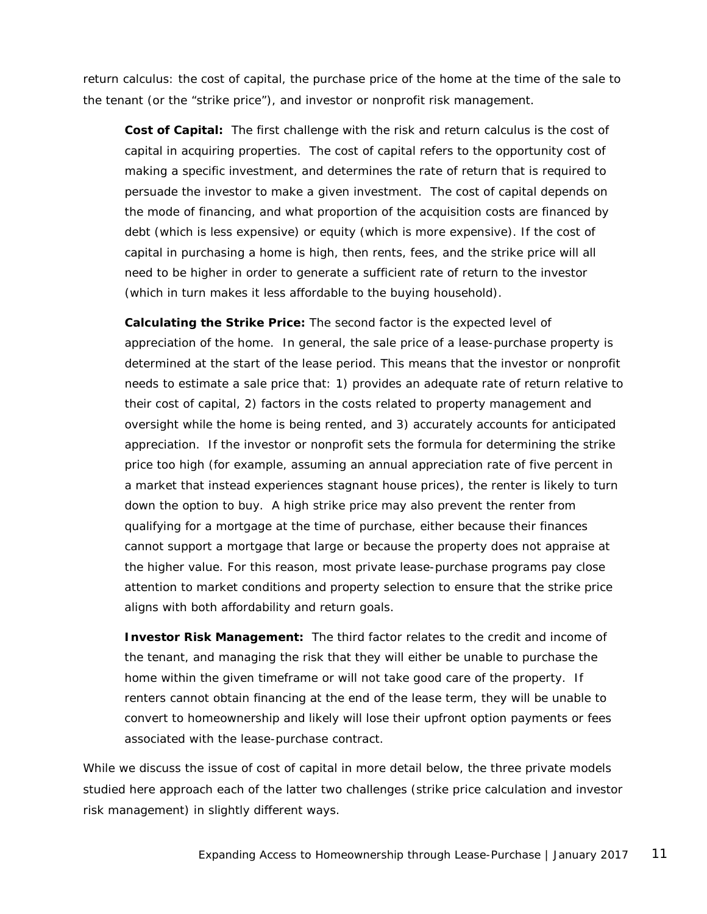return calculus: the cost of capital, the purchase price of the home at the time of the sale to the tenant (or the "strike price"), and investor or nonprofit risk management.

**Cost of Capital:** The first challenge with the risk and return calculus is the cost of capital in acquiring properties. The cost of capital refers to the opportunity cost of making a specific investment, and determines the rate of return that is required to persuade the investor to make a given investment. The cost of capital depends on the mode of financing, and what proportion of the acquisition costs are financed by debt (which is less expensive) or equity (which is more expensive). If the cost of capital in purchasing a home is high, then rents, fees, and the strike price will all need to be higher in order to generate a sufficient rate of return to the investor (which in turn makes it less affordable to the buying household).

**Calculating the Strike Price:** The second factor is the expected level of appreciation of the home. In general, the sale price of a lease-purchase property is determined at the start of the lease period. This means that the investor or nonprofit needs to estimate a sale price that: 1) provides an adequate rate of return relative to their cost of capital, 2) factors in the costs related to property management and oversight while the home is being rented, and 3) accurately accounts for anticipated appreciation. If the investor or nonprofit sets the formula for determining the strike price too high (for example, assuming an annual appreciation rate of five percent in a market that instead experiences stagnant house prices), the renter is likely to turn down the option to buy. A high strike price may also prevent the renter from qualifying for a mortgage at the time of purchase, either because their finances cannot support a mortgage that large or because the property does not appraise at the higher value. For this reason, most private lease-purchase programs pay close attention to market conditions and property selection to ensure that the strike price aligns with both affordability and return goals.

**Investor Risk Management:** The third factor relates to the credit and income of the tenant, and managing the risk that they will either be unable to purchase the home within the given timeframe or will not take good care of the property. If renters cannot obtain financing at the end of the lease term, they will be unable to convert to homeownership and likely will lose their upfront option payments or fees associated with the lease-purchase contract.

While we discuss the issue of cost of capital in more detail below, the three private models studied here approach each of the latter two challenges (strike price calculation and investor risk management) in slightly different ways.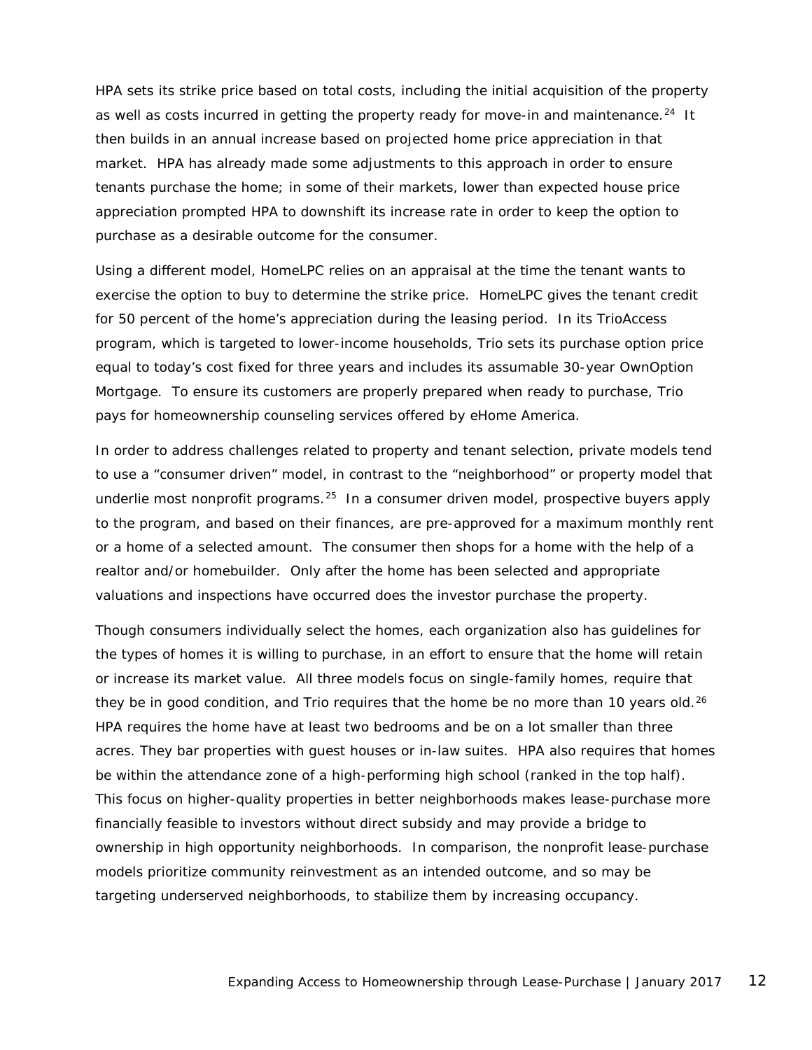HPA sets its strike price based on total costs, including the initial acquisition of the property as well as costs incurred in getting the property ready for move-in and maintenance.[24] It then builds in an annual increase based on projected home price appreciation in that market. HPA has already made some adjustments to this approach in order to ensure tenants purchase the home; in some of their markets, lower than expected house price appreciation prompted HPA to downshift its increase rate in order to keep the option to purchase as a desirable outcome for the consumer.

Using a different model, HomeLPC relies on an appraisal at the time the tenant wants to exercise the option to buy to determine the strike price. HomeLPC gives the tenant credit for 50 percent of the home's appreciation during the leasing period. In its TrioAccess program, which is targeted to lower-income households, Trio sets its purchase option price equal to today's cost fixed for three years and includes its assumable 30-year OwnOption Mortgage. To ensure its customers are properly prepared when ready to purchase, Trio pays for homeownership counseling services offered by eHome America.

In order to address challenges related to property and tenant selection, private models tend to use a "consumer driven" model, in contrast to the "neighborhood" or property model that underlie most nonprofit programs.[25] In a consumer driven model, prospective buyers apply to the program, and based on their finances, are pre-approved for a maximum monthly rent or a home of a selected amount. The consumer then shops for a home with the help of a realtor and/or homebuilder. Only after the home has been selected and appropriate valuations and inspections have occurred does the investor purchase the property.

Though consumers individually select the homes, each organization also has guidelines for the types of homes it is willing to purchase, in an effort to ensure that the home will retain or increase its market value. All three models focus on single-family homes, require that they be in good condition, and Trio requires that the home be no more than 10 years old.[26] HPA requires the home have at least two bedrooms and be on a lot smaller than three acres. They bar properties with guest houses or in-law suites. HPA also requires that homes be within the attendance zone of a high-performing high school (ranked in the top half). This focus on higher-quality properties in better neighborhoods makes lease-purchase more financially feasible to investors without direct subsidy and may provide a bridge to ownership in high opportunity neighborhoods. In comparison, the nonprofit lease-purchase models prioritize community reinvestment as an intended outcome, and so may be targeting underserved neighborhoods, to stabilize them by increasing occupancy.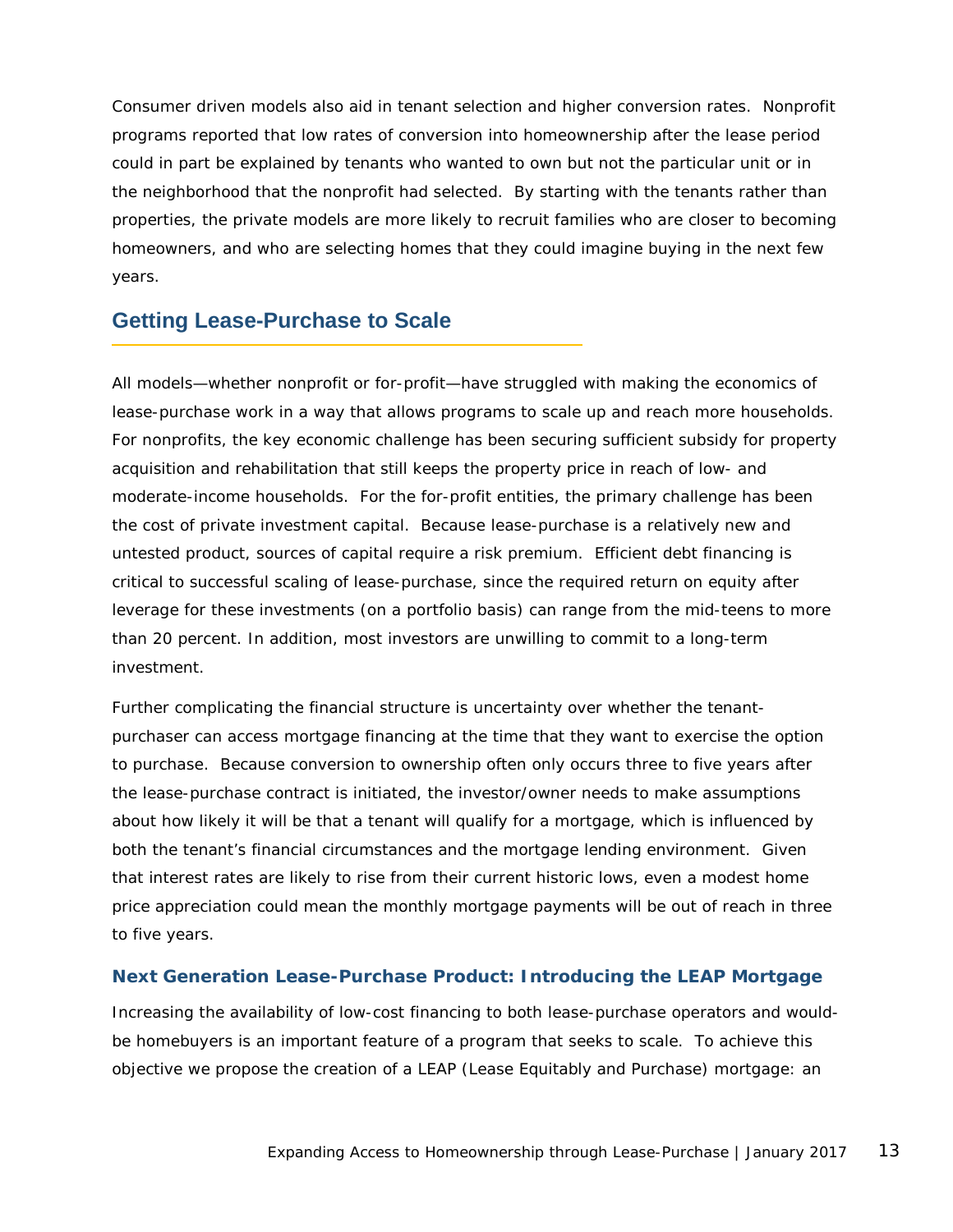Consumer driven models also aid in tenant selection and higher conversion rates. Nonprofit programs reported that low rates of conversion into homeownership after the lease period could in part be explained by tenants who wanted to own but not the particular unit or in the neighborhood that the nonprofit had selected. By starting with the tenants rather than properties, the private models are more likely to recruit families who are closer to becoming homeowners, and who are selecting homes that they could imagine buying in the next few years.

## Getting Lease-Purchase to Scale

All models—whether nonprofit or for-profit—have struggled with making the economics of lease-purchase work in a way that allows programs to scale up and reach more households. For nonprofits, the key economic challenge has been securing sufficient subsidy for property acquisition and rehabilitation that still keeps the property price in reach of low- and moderate-income households. For the for-profit entities, the primary challenge has been the cost of private investment capital. Because lease-purchase is a relatively new and untested product, sources of capital require a risk premium. Efficient debt financing is critical to successful scaling of lease-purchase, since the required return on equity after leverage for these investments (on a portfolio basis) can range from the mid-teens to more than 20 percent. In addition, most investors are unwilling to commit to a long-term investment.

Further complicating the financial structure is uncertainty over whether the tenant-purchaser can access mortgage financing at the time that they want to exercise the option to purchase. Because conversion to ownership often only occurs three to five years after the lease-purchase contract is initiated, the investor/owner needs to make assumptions about how likely it will be that a tenant will qualify for a mortgage, which is influenced by both the tenant's financial circumstances and the mortgage lending environment. Given that interest rates are likely to rise from their current historic lows, even a modest home price appreciation could mean the monthly mortgage payments will be out of reach in three to five years.

### Next Generation Lease-Purchase Product: Introducing the LEAP Mortgage

Increasing the availability of low-cost financing to both lease-purchase operators and would-be homebuyers is an important feature of a program that seeks to scale. To achieve this objective we propose the creation of a LEAP (Lease Equitably and Purchase) mortgage: an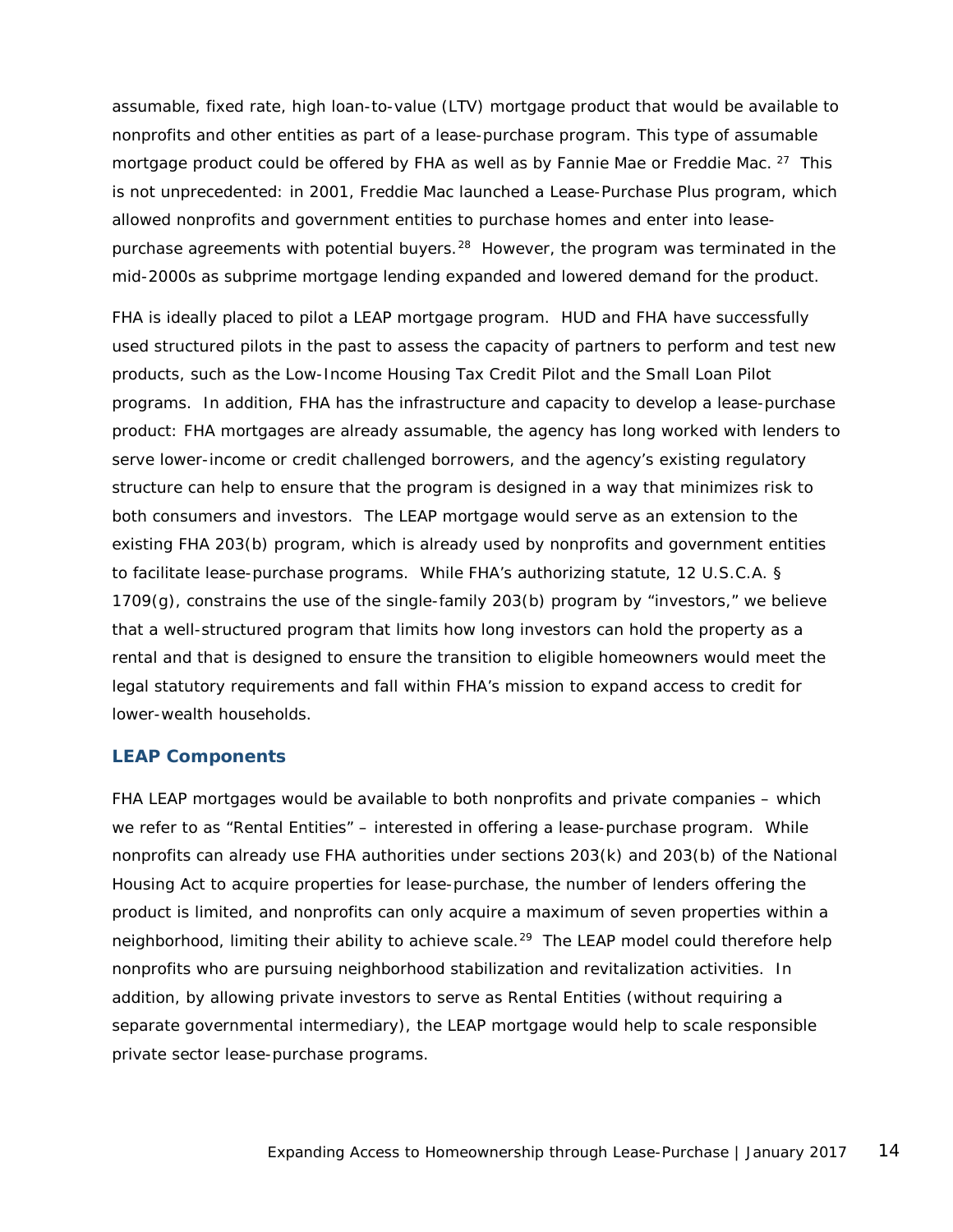assumable, fixed rate, high loan-to-value (LTV) mortgage product that would be available to nonprofits and other entities as part of a lease-purchase program. This type of assumable mortgage product could be offered by FHA as well as by Fannie Mae or Freddie Mac. [27] This is not unprecedented: in 2001, Freddie Mac launched a Lease-Purchase Plus program, which allowed nonprofits and government entities to purchase homes and enter into lease-purchase agreements with potential buyers.[28] However, the program was terminated in the mid-2000s as subprime mortgage lending expanded and lowered demand for the product.

FHA is ideally placed to pilot a LEAP mortgage program. HUD and FHA have successfully used structured pilots in the past to assess the capacity of partners to perform and test new products, such as the Low-Income Housing Tax Credit Pilot and the Small Loan Pilot programs. In addition, FHA has the infrastructure and capacity to develop a lease-purchase product: FHA mortgages are already assumable, the agency has long worked with lenders to serve lower-income or credit challenged borrowers, and the agency's existing regulatory structure can help to ensure that the program is designed in a way that minimizes risk to both consumers and investors. The LEAP mortgage would serve as an extension to the existing FHA 203(b) program, which is already used by nonprofits and government entities to facilitate lease-purchase programs. While FHA's authorizing statute, 12 U.S.C.A. § 1709(g), constrains the use of the single-family 203(b) program by "investors," we believe that a well-structured program that limits how long investors can hold the property as a rental and that is designed to ensure the transition to eligible homeowners would meet the legal statutory requirements and fall within FHA's mission to expand access to credit for lower-wealth households.

### LEAP Components

FHA LEAP mortgages would be available to both nonprofits and private companies – which we refer to as "Rental Entities" – interested in offering a lease-purchase program. While nonprofits can already use FHA authorities under sections 203(k) and 203(b) of the National Housing Act to acquire properties for lease-purchase, the number of lenders offering the product is limited, and nonprofits can only acquire a maximum of seven properties within a neighborhood, limiting their ability to achieve scale.[29] The LEAP model could therefore help nonprofits who are pursuing neighborhood stabilization and revitalization activities. In addition, by allowing private investors to serve as Rental Entities (without requiring a separate governmental intermediary), the LEAP mortgage would help to scale responsible private sector lease-purchase programs.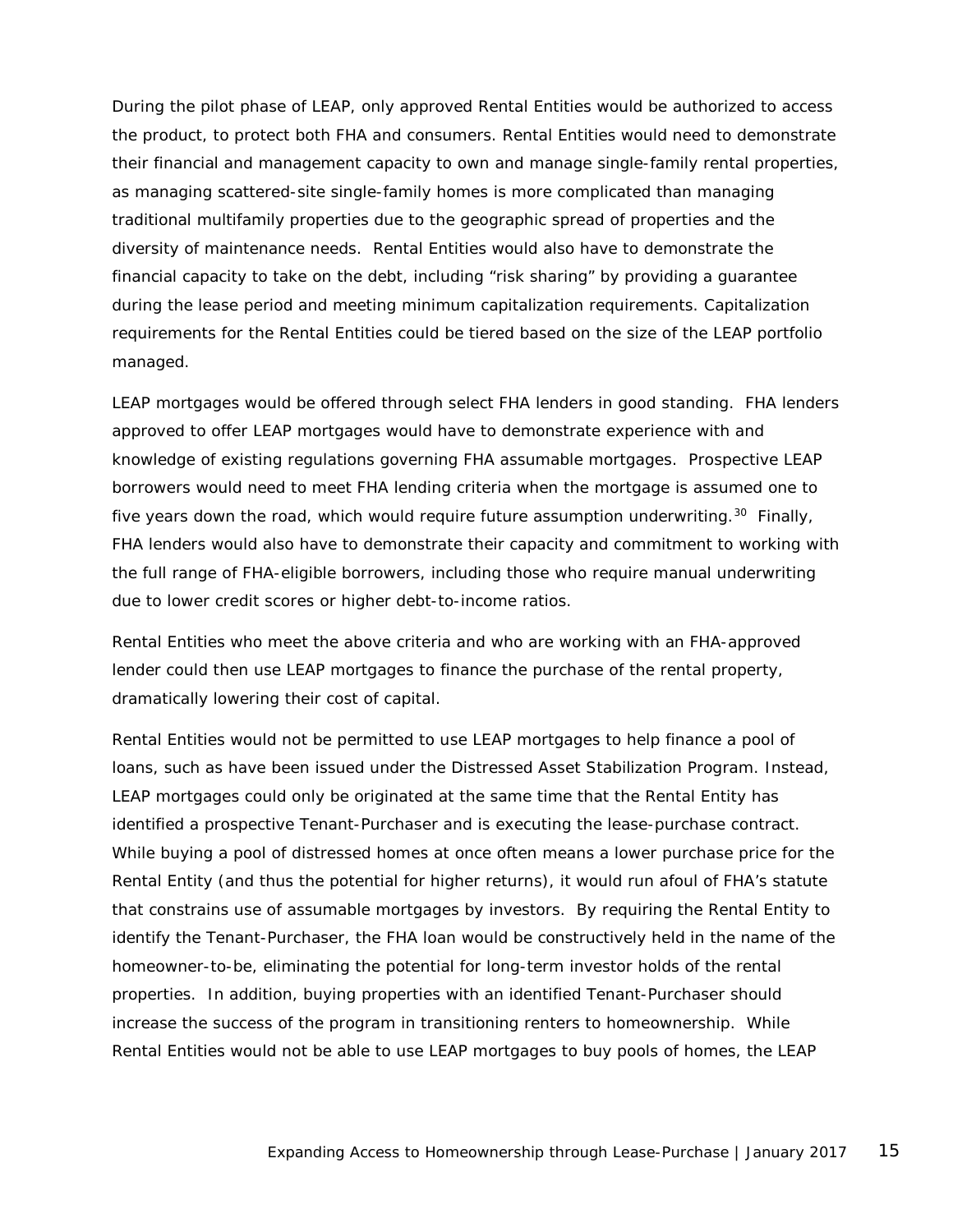During the pilot phase of LEAP, only approved Rental Entities would be authorized to access the product, to protect both FHA and consumers. Rental Entities would need to demonstrate their financial and management capacity to own and manage single-family rental properties, as managing scattered-site single-family homes is more complicated than managing traditional multifamily properties due to the geographic spread of properties and the diversity of maintenance needs. Rental Entities would also have to demonstrate the financial capacity to take on the debt, including "risk sharing" by providing a guarantee during the lease period and meeting minimum capitalization requirements. Capitalization requirements for the Rental Entities could be tiered based on the size of the LEAP portfolio managed.

LEAP mortgages would be offered through select FHA lenders in good standing. FHA lenders approved to offer LEAP mortgages would have to demonstrate experience with and knowledge of existing regulations governing FHA assumable mortgages. Prospective LEAP borrowers would need to meet FHA lending criteria when the mortgage is assumed one to five years down the road, which would require future assumption underwriting.[30] Finally, FHA lenders would also have to demonstrate their capacity and commitment to working with the full range of FHA-eligible borrowers, including those who require manual underwriting due to lower credit scores or higher debt-to-income ratios.

Rental Entities who meet the above criteria and who are working with an FHA-approved lender could then use LEAP mortgages to finance the purchase of the rental property, dramatically lowering their cost of capital.

Rental Entities would not be permitted to use LEAP mortgages to help finance a pool of loans, such as have been issued under the Distressed Asset Stabilization Program. Instead, LEAP mortgages could only be originated at the same time that the Rental Entity has identified a prospective Tenant-Purchaser and is executing the lease-purchase contract. While buying a pool of distressed homes at once often means a lower purchase price for the Rental Entity (and thus the potential for higher returns), it would run afoul of FHA's statute that constrains use of assumable mortgages by investors. By requiring the Rental Entity to identify the Tenant-Purchaser, the FHA loan would be constructively held in the name of the homeowner-to-be, eliminating the potential for long-term investor holds of the rental properties. In addition, buying properties with an identified Tenant-Purchaser should increase the success of the program in transitioning renters to homeownership. While Rental Entities would not be able to use LEAP mortgages to buy pools of homes, the LEAP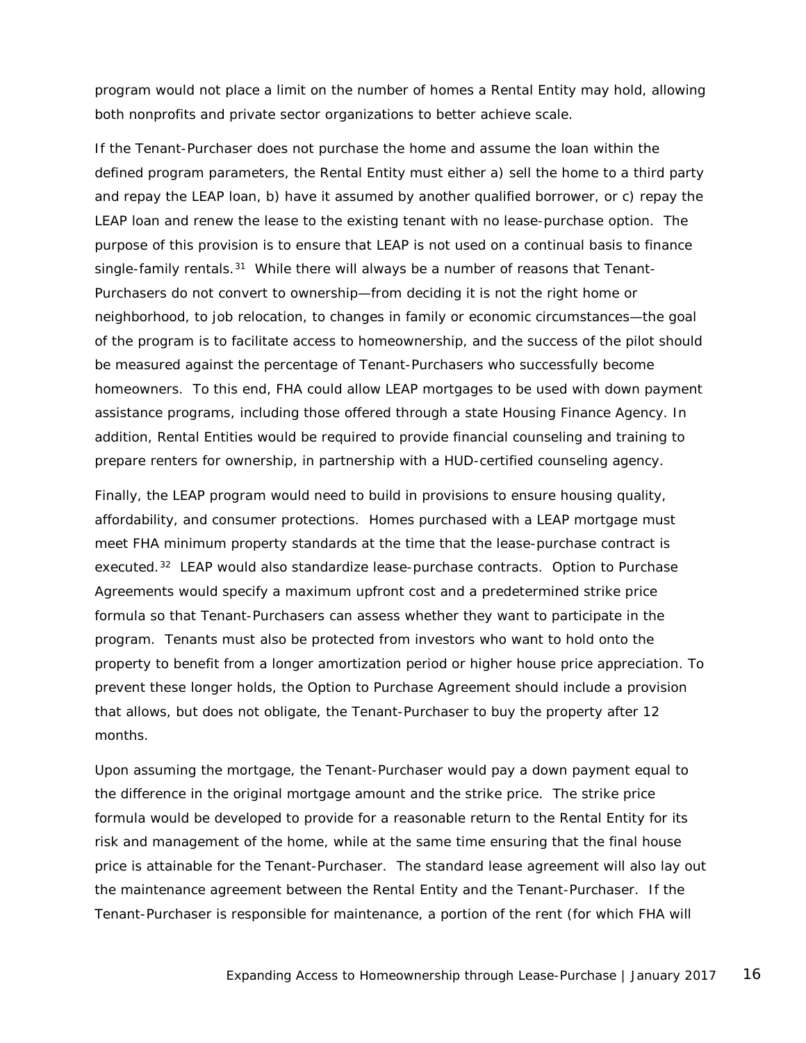program would not place a limit on the number of homes a Rental Entity may hold, allowing both nonprofits and private sector organizations to better achieve scale.

If the Tenant-Purchaser does not purchase the home and assume the loan within the defined program parameters, the Rental Entity must either a) sell the home to a third party and repay the LEAP loan, b) have it assumed by another qualified borrower, or c) repay the LEAP loan and renew the lease to the existing tenant with no lease-purchase option. The purpose of this provision is to ensure that LEAP is not used on a continual basis to finance single-family rentals.[31] While there will always be a number of reasons that Tenant-Purchasers do not convert to ownership—from deciding it is not the right home or neighborhood, to job relocation, to changes in family or economic circumstances—the goal of the program is to facilitate access to homeownership, and the success of the pilot should be measured against the percentage of Tenant-Purchasers who successfully become homeowners. To this end, FHA could allow LEAP mortgages to be used with down payment assistance programs, including those offered through a state Housing Finance Agency. In addition, Rental Entities would be required to provide financial counseling and training to prepare renters for ownership, in partnership with a HUD-certified counseling agency.

Finally, the LEAP program would need to build in provisions to ensure housing quality, affordability, and consumer protections. Homes purchased with a LEAP mortgage must meet FHA minimum property standards at the time that the lease-purchase contract is executed.[32] LEAP would also standardize lease-purchase contracts. Option to Purchase Agreements would specify a maximum upfront cost and a predetermined strike price formula so that Tenant-Purchasers can assess whether they want to participate in the program. Tenants must also be protected from investors who want to hold onto the property to benefit from a longer amortization period or higher house price appreciation. To prevent these longer holds, the Option to Purchase Agreement should include a provision that allows, but does not obligate, the Tenant-Purchaser to buy the property after 12 months.

Upon assuming the mortgage, the Tenant-Purchaser would pay a down payment equal to the difference in the original mortgage amount and the strike price. The strike price formula would be developed to provide for a reasonable return to the Rental Entity for its risk and management of the home, while at the same time ensuring that the final house price is attainable for the Tenant-Purchaser. The standard lease agreement will also lay out the maintenance agreement between the Rental Entity and the Tenant-Purchaser. If the Tenant-Purchaser is responsible for maintenance, a portion of the rent (for which FHA will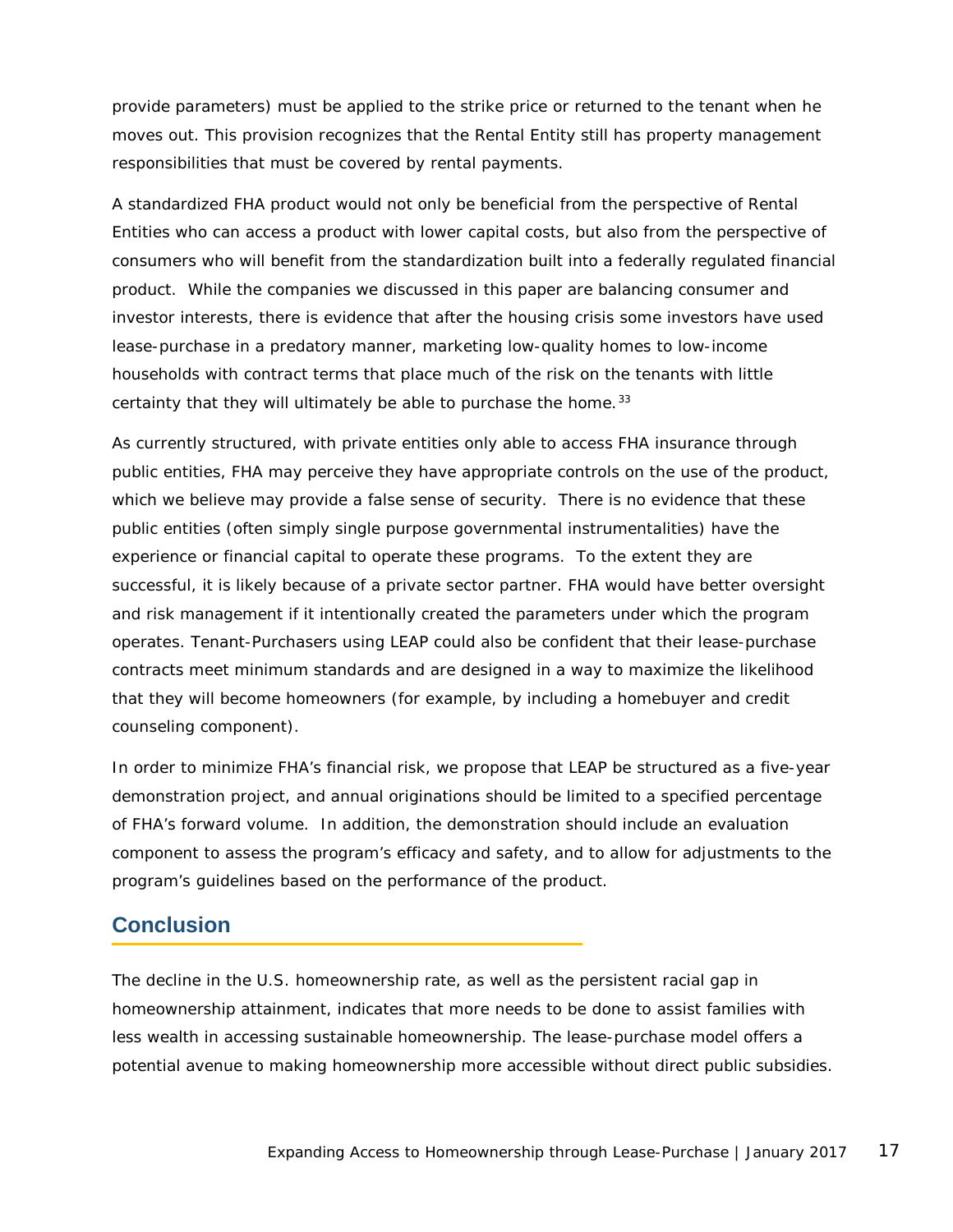provide parameters) must be applied to the strike price or returned to the tenant when he moves out. This provision recognizes that the Rental Entity still has property management responsibilities that must be covered by rental payments.

A standardized FHA product would not only be beneficial from the perspective of Rental Entities who can access a product with lower capital costs, but also from the perspective of consumers who will benefit from the standardization built into a federally regulated financial product. While the companies we discussed in this paper are balancing consumer and investor interests, there is evidence that after the housing crisis some investors have used lease-purchase in a predatory manner, marketing low-quality homes to low-income households with contract terms that place much of the risk on the tenants with little certainty that they will ultimately be able to purchase the home.[33]

As currently structured, with private entities only able to access FHA insurance through public entities, FHA may perceive they have appropriate controls on the use of the product, which we believe may provide a false sense of security. There is no evidence that these public entities (often simply single purpose governmental instrumentalities) have the experience or financial capital to operate these programs. To the extent they are successful, it is likely because of a private sector partner. FHA would have better oversight and risk management if it intentionally created the parameters under which the program operates. Tenant-Purchasers using LEAP could also be confident that their lease-purchase contracts meet minimum standards and are designed in a way to maximize the likelihood that they will become homeowners (for example, by including a homebuyer and credit counseling component).

In order to minimize FHA's financial risk, we propose that LEAP be structured as a five-year demonstration project, and annual originations should be limited to a specified percentage of FHA's forward volume. In addition, the demonstration should include an evaluation component to assess the program's efficacy and safety, and to allow for adjustments to the program's guidelines based on the performance of the product.

## Conclusion

The decline in the U.S. homeownership rate, as well as the persistent racial gap in homeownership attainment, indicates that more needs to be done to assist families with less wealth in accessing sustainable homeownership. The lease-purchase model offers a potential avenue to making homeownership more accessible without direct public subsidies.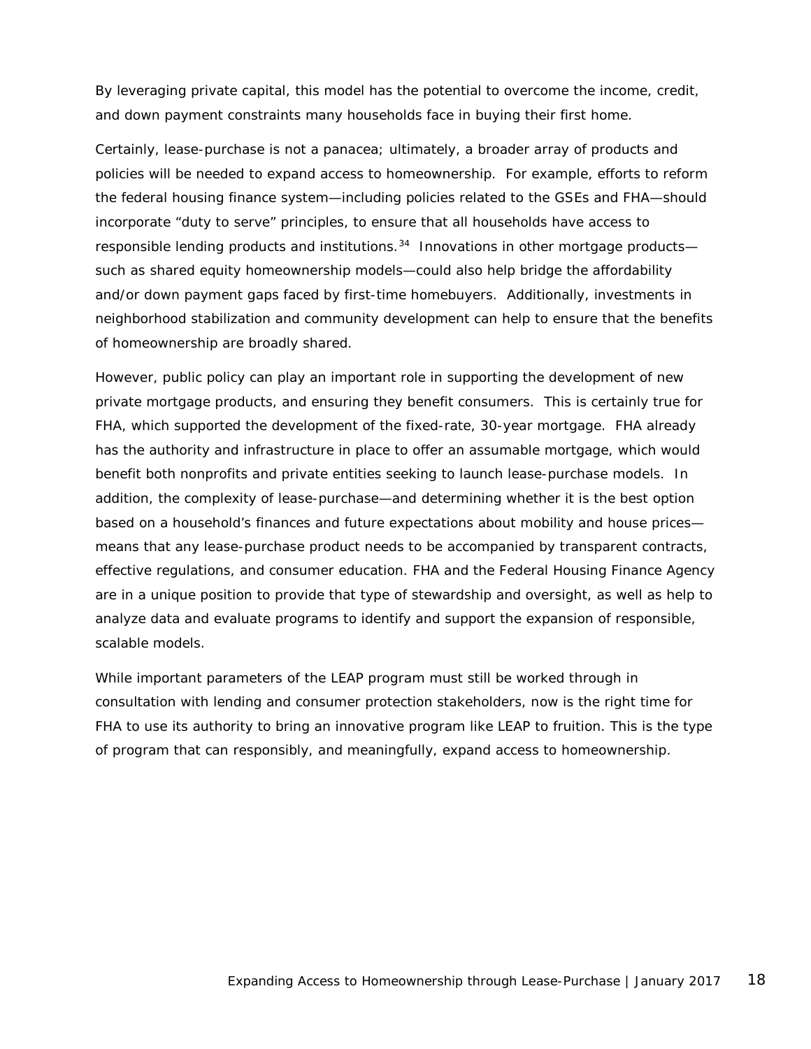By leveraging private capital, this model has the potential to overcome the income, credit, and down payment constraints many households face in buying their first home.

Certainly, lease-purchase is not a panacea; ultimately, a broader array of products and policies will be needed to expand access to homeownership. For example, efforts to reform the federal housing finance system—including policies related to the GSEs and FHA—should incorporate "duty to serve" principles, to ensure that all households have access to responsible lending products and institutions.[34] Innovations in other mortgage products—such as shared equity homeownership models—could also help bridge the affordability and/or down payment gaps faced by first-time homebuyers. Additionally, investments in neighborhood stabilization and community development can help to ensure that the benefits of homeownership are broadly shared.

However, public policy can play an important role in supporting the development of new private mortgage products, and ensuring they benefit consumers. This is certainly true for FHA, which supported the development of the fixed-rate, 30-year mortgage. FHA already has the authority and infrastructure in place to offer an assumable mortgage, which would benefit both nonprofits and private entities seeking to launch lease-purchase models. In addition, the complexity of lease-purchase—and determining whether it is the best option based on a household's finances and future expectations about mobility and house prices—means that any lease-purchase product needs to be accompanied by transparent contracts, effective regulations, and consumer education. FHA and the Federal Housing Finance Agency are in a unique position to provide that type of stewardship and oversight, as well as help to analyze data and evaluate programs to identify and support the expansion of responsible, scalable models.

While important parameters of the LEAP program must still be worked through in consultation with lending and consumer protection stakeholders, now is the right time for FHA to use its authority to bring an innovative program like LEAP to fruition. This is the type of program that can responsibly, and meaningfully, expand access to homeownership.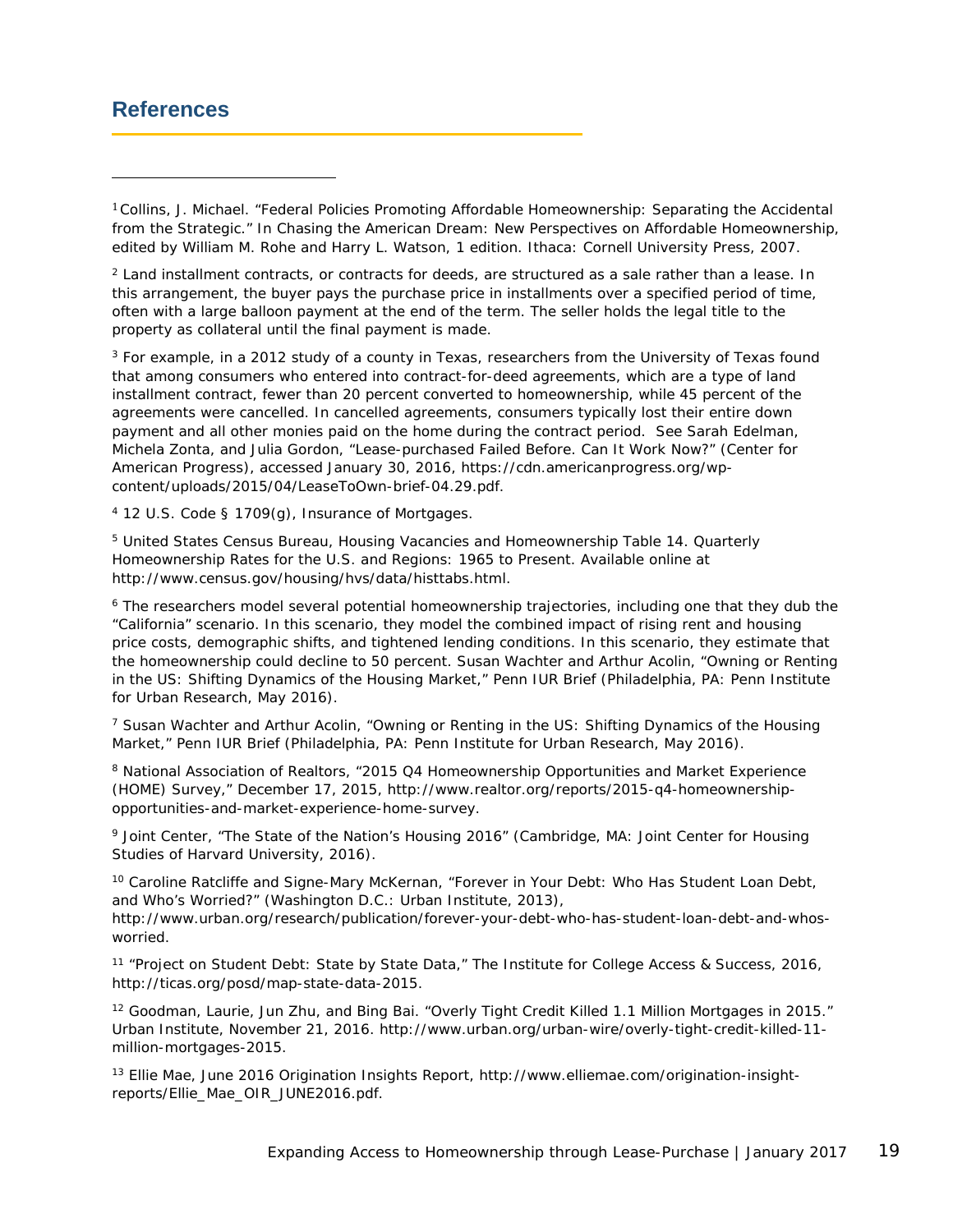## References

[1] Collins, J. Michael. "Federal Policies Promoting Affordable Homeownership: Separating the Accidental from the Strategic." In Chasing the American Dream: New Perspectives on Affordable Homeownership, edited by William M. Rohe and Harry L. Watson, 1 edition. Ithaca: Cornell University Press, 2007.

[2] Land installment contracts, or contracts for deeds, are structured as a sale rather than a lease. In this arrangement, the buyer pays the purchase price in installments over a specified period of time, often with a large balloon payment at the end of the term. The seller holds the legal title to the property as collateral until the final payment is made.

[3] For example, in a 2012 study of a county in Texas, researchers from the University of Texas found that among consumers who entered into contract-for-deed agreements, which are a type of land installment contract, fewer than 20 percent converted to homeownership, while 45 percent of the agreements were cancelled. In cancelled agreements, consumers typically lost their entire down payment and all other monies paid on the home during the contract period. See Sarah Edelman, Michela Zonta, and Julia Gordon, "Lease-purchased Failed Before. Can It Work Now?" (Center for American Progress), accessed January 30, 2016, https://cdn.americanprogress.org/wp-content/uploads/2015/04/LeaseToOwn-brief-04.29.pdf.

[4] 12 U.S. Code § 1709(g), Insurance of Mortgages.

[5] United States Census Bureau, Housing Vacancies and Homeownership Table 14. Quarterly Homeownership Rates for the U.S. and Regions: 1965 to Present. Available online at http://www.census.gov/housing/hvs/data/histtabs.html.

[6] The researchers model several potential homeownership trajectories, including one that they dub the "California" scenario. In this scenario, they model the combined impact of rising rent and housing price costs, demographic shifts, and tightened lending conditions. In this scenario, they estimate that the homeownership could decline to 50 percent. Susan Wachter and Arthur Acolin, "Owning or Renting in the US: Shifting Dynamics of the Housing Market," Penn IUR Brief (Philadelphia, PA: Penn Institute for Urban Research, May 2016).

[7] Susan Wachter and Arthur Acolin, "Owning or Renting in the US: Shifting Dynamics of the Housing Market," Penn IUR Brief (Philadelphia, PA: Penn Institute for Urban Research, May 2016).

[8] National Association of Realtors, "2015 Q4 Homeownership Opportunities and Market Experience (HOME) Survey," December 17, 2015, http://www.realtor.org/reports/2015-q4-homeownership-opportunities-and-market-experience-home-survey.

[9] Joint Center, "The State of the Nation's Housing 2016" (Cambridge, MA: Joint Center for Housing Studies of Harvard University, 2016).

[10] Caroline Ratcliffe and Signe-Mary McKernan, "Forever in Your Debt: Who Has Student Loan Debt, and Who's Worried?" (Washington D.C.: Urban Institute, 2013), http://www.urban.org/research/publication/forever-your-debt-who-has-student-loan-debt-and-whos-worried.

[11] "Project on Student Debt: State by State Data," The Institute for College Access & Success, 2016, http://ticas.org/posd/map-state-data-2015.

[12] Goodman, Laurie, Jun Zhu, and Bing Bai. "Overly Tight Credit Killed 1.1 Million Mortgages in 2015." Urban Institute, November 21, 2016. http://www.urban.org/urban-wire/overly-tight-credit-killed-11-million-mortgages-2015.

[13] Ellie Mae, June 2016 Origination Insights Report, http://www.elliemae.com/origination-insight-reports/Ellie_Mae_OIR_JUNE2016.pdf.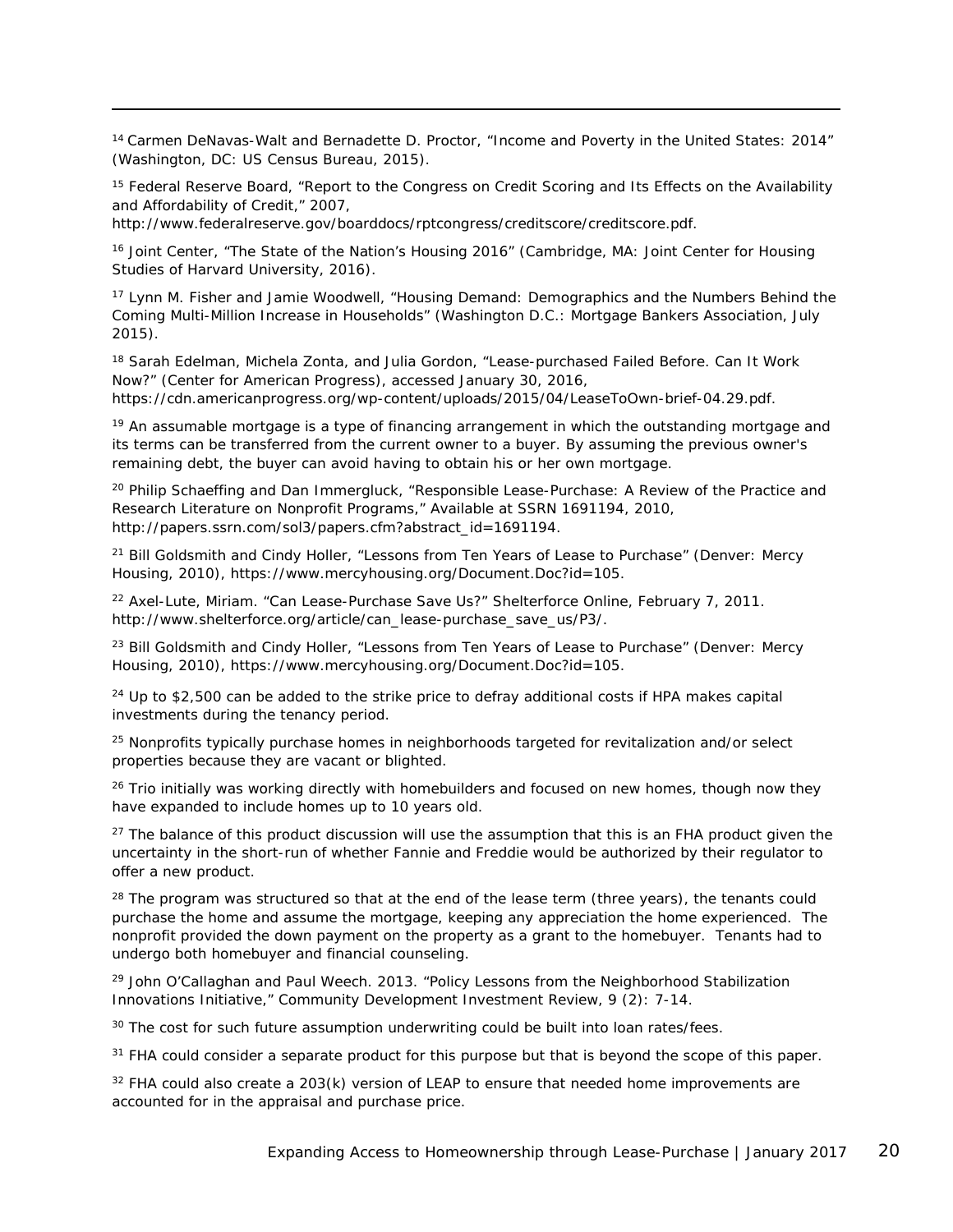[14] Carmen DeNavas-Walt and Bernadette D. Proctor, "Income and Poverty in the United States: 2014" (Washington, DC: US Census Bureau, 2015).

[15] Federal Reserve Board, "Report to the Congress on Credit Scoring and Its Effects on the Availability and Affordability of Credit," 2007, http://www.federalreserve.gov/boarddocs/rptcongress/creditscore/creditscore.pdf.

[16] Joint Center, "The State of the Nation's Housing 2016" (Cambridge, MA: Joint Center for Housing Studies of Harvard University, 2016).

[17] Lynn M. Fisher and Jamie Woodwell, "Housing Demand: Demographics and the Numbers Behind the Coming Multi-Million Increase in Households" (Washington D.C.: Mortgage Bankers Association, July 2015).

[18] Sarah Edelman, Michela Zonta, and Julia Gordon, "Lease-purchased Failed Before. Can It Work Now?" (Center for American Progress), accessed January 30, 2016, https://cdn.americanprogress.org/wp-content/uploads/2015/04/LeaseToOwn-brief-04.29.pdf.

[19] An assumable mortgage is a type of financing arrangement in which the outstanding mortgage and its terms can be transferred from the current owner to a buyer. By assuming the previous owner's remaining debt, the buyer can avoid having to obtain his or her own mortgage.

[20] Philip Schaeffing and Dan Immergluck, "Responsible Lease-Purchase: A Review of the Practice and Research Literature on Nonprofit Programs," Available at SSRN 1691194, 2010, http://papers.ssrn.com/sol3/papers.cfm?abstract_id=1691194.

[21] Bill Goldsmith and Cindy Holler, "Lessons from Ten Years of Lease to Purchase" (Denver: Mercy Housing, 2010), https://www.mercyhousing.org/Document.Doc?id=105.

[22] Axel-Lute, Miriam. "Can Lease-Purchase Save Us?" Shelterforce Online, February 7, 2011. http://www.shelterforce.org/article/can_lease-purchase_save_us/P3/.

[23] Bill Goldsmith and Cindy Holler, "Lessons from Ten Years of Lease to Purchase" (Denver: Mercy Housing, 2010), https://www.mercyhousing.org/Document.Doc?id=105.

[24] Up to $2,500 can be added to the strike price to defray additional costs if HPA makes capital investments during the tenancy period.

[25] Nonprofits typically purchase homes in neighborhoods targeted for revitalization and/or select properties because they are vacant or blighted.

[26] Trio initially was working directly with homebuilders and focused on new homes, though now they have expanded to include homes up to 10 years old.

[27] The balance of this product discussion will use the assumption that this is an FHA product given the uncertainty in the short-run of whether Fannie and Freddie would be authorized by their regulator to offer a new product.

[28] The program was structured so that at the end of the lease term (three years), the tenants could purchase the home and assume the mortgage, keeping any appreciation the home experienced. The nonprofit provided the down payment on the property as a grant to the homebuyer. Tenants had to undergo both homebuyer and financial counseling.

[29] John O'Callaghan and Paul Weech. 2013. "Policy Lessons from the Neighborhood Stabilization Innovations Initiative," Community Development Investment Review, 9 (2): 7-14.

[30] The cost for such future assumption underwriting could be built into loan rates/fees.

[31] FHA could consider a separate product for this purpose but that is beyond the scope of this paper.

[32] FHA could also create a 203(k) version of LEAP to ensure that needed home improvements are accounted for in the appraisal and purchase price.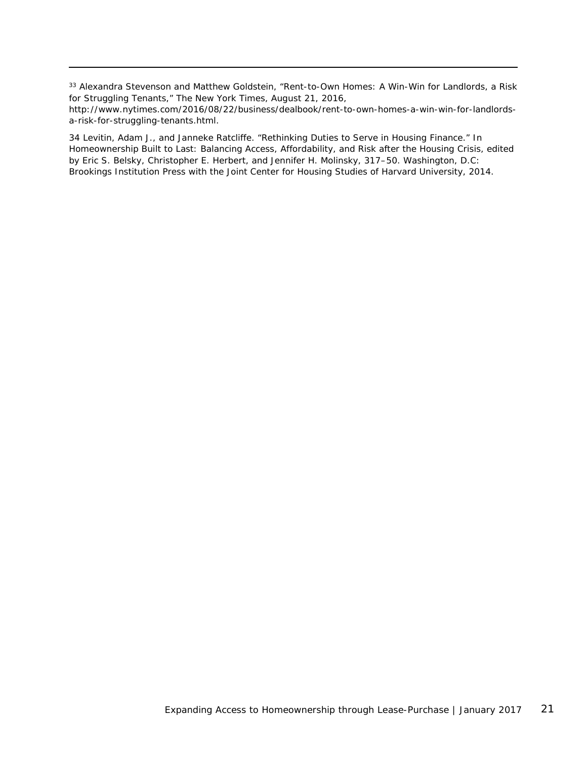[33] Alexandra Stevenson and Matthew Goldstein, "Rent-to-Own Homes: A Win-Win for Landlords, a Risk for Struggling Tenants," The New York Times, August 21, 2016, http://www.nytimes.com/2016/08/22/business/dealbook/rent-to-own-homes-a-win-win-for-landlords-a-risk-for-struggling-tenants.html.

34 Levitin, Adam J., and Janneke Ratcliffe. "Rethinking Duties to Serve in Housing Finance." In Homeownership Built to Last: Balancing Access, Affordability, and Risk after the Housing Crisis, edited by Eric S. Belsky, Christopher E. Herbert, and Jennifer H. Molinsky, 317–50. Washington, D.C: Brookings Institution Press with the Joint Center for Housing Studies of Harvard University, 2014.